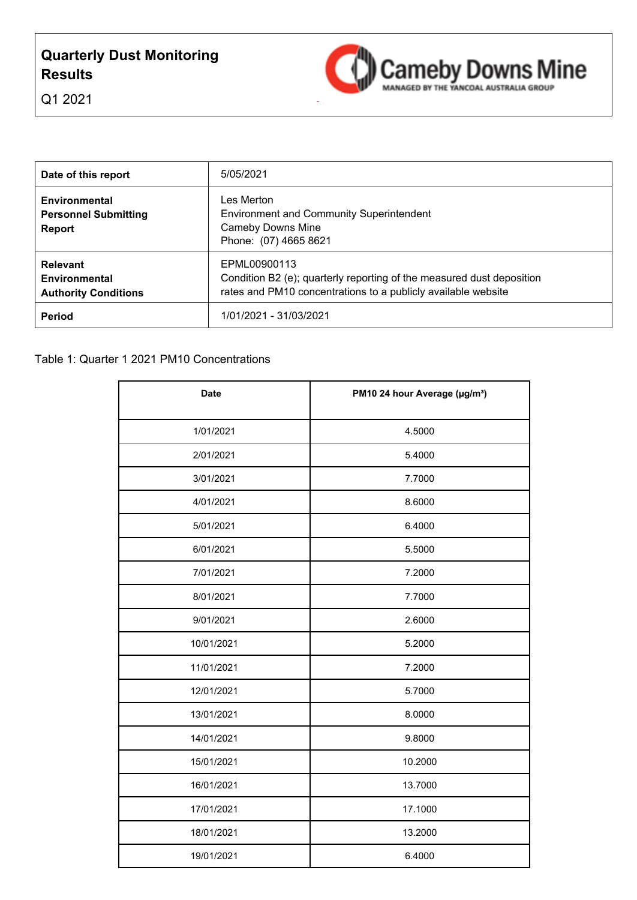# Quarterly Dust Monitoring Results

Q1 2021

Cameby Downs Mine
MANAGED BY THE YANCOAL AUSTRALIA GROUP

| | |
|---|---|
| **Date of this report** | 5/05/2021 |
| **Environmental Personnel Submitting Report** | Les Merton<br>Environment and Community Superintendent<br>Cameby Downs Mine<br>Phone: (07) 4665 8621 |
| **Relevant Environmental Authority Conditions** | EPML00900113<br>Condition B2 (e); quarterly reporting of the measured dust deposition rates and PM10 concentrations to a publicly available website |
| **Period** | 1/01/2021 - 31/03/2021 |

Table 1: Quarter 1 2021 PM10 Concentrations

| Date | PM10 24 hour Average (μg/m³) |
|---|---|
| 1/01/2021 | 4.5000 |
| 2/01/2021 | 5.4000 |
| 3/01/2021 | 7.7000 |
| 4/01/2021 | 8.6000 |
| 5/01/2021 | 6.4000 |
| 6/01/2021 | 5.5000 |
| 7/01/2021 | 7.2000 |
| 8/01/2021 | 7.7000 |
| 9/01/2021 | 2.6000 |
| 10/01/2021 | 5.2000 |
| 11/01/2021 | 7.2000 |
| 12/01/2021 | 5.7000 |
| 13/01/2021 | 8.0000 |
| 14/01/2021 | 9.8000 |
| 15/01/2021 | 10.2000 |
| 16/01/2021 | 13.7000 |
| 17/01/2021 | 17.1000 |
| 18/01/2021 | 13.2000 |
| 19/01/2021 | 6.4000 |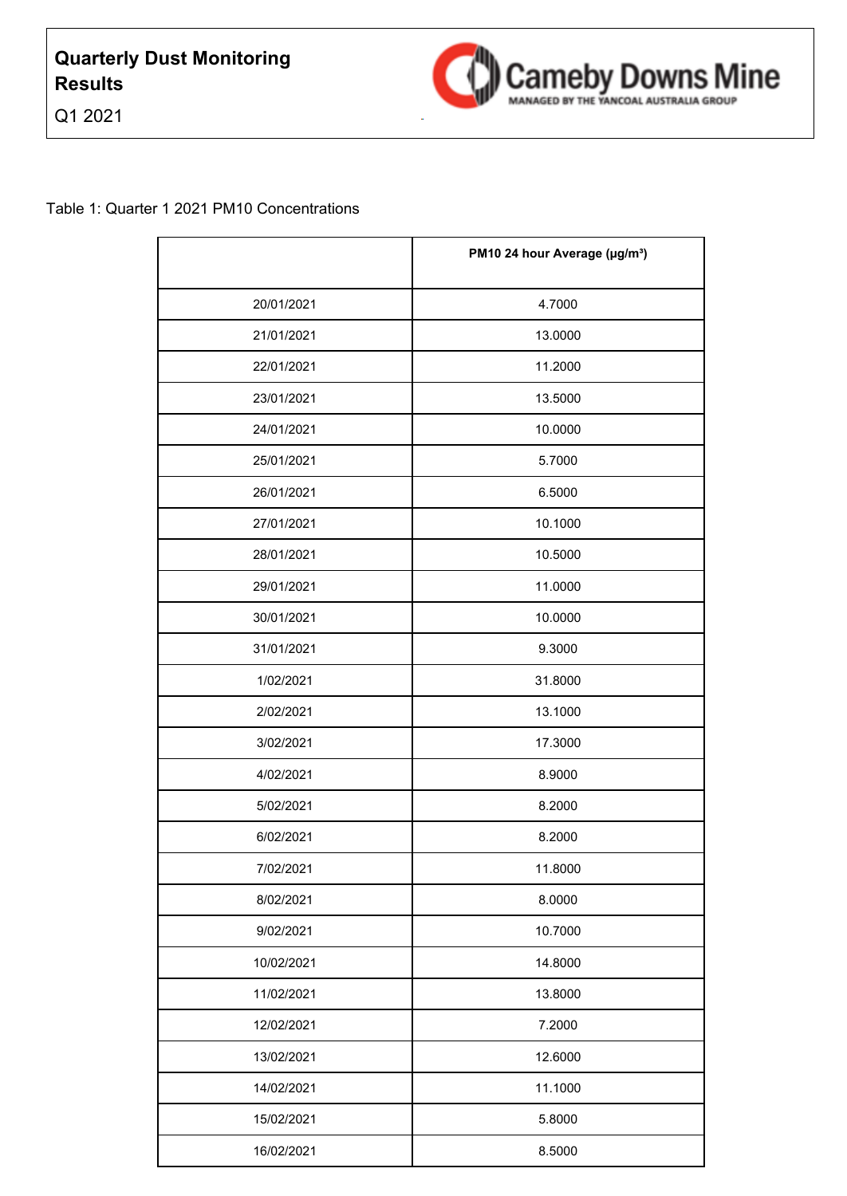**Quarterly Dust Monitoring Results**

Q1 2021

Table 1: Quarter 1 2021 PM10 Concentrations

| | PM10 24 hour Average (µg/m³) |
|---|---|
| 20/01/2021 | 4.7000 |
| 21/01/2021 | 13.0000 |
| 22/01/2021 | 11.2000 |
| 23/01/2021 | 13.5000 |
| 24/01/2021 | 10.0000 |
| 25/01/2021 | 5.7000 |
| 26/01/2021 | 6.5000 |
| 27/01/2021 | 10.1000 |
| 28/01/2021 | 10.5000 |
| 29/01/2021 | 11.0000 |
| 30/01/2021 | 10.0000 |
| 31/01/2021 | 9.3000 |
| 1/02/2021 | 31.8000 |
| 2/02/2021 | 13.1000 |
| 3/02/2021 | 17.3000 |
| 4/02/2021 | 8.9000 |
| 5/02/2021 | 8.2000 |
| 6/02/2021 | 8.2000 |
| 7/02/2021 | 11.8000 |
| 8/02/2021 | 8.0000 |
| 9/02/2021 | 10.7000 |
| 10/02/2021 | 14.8000 |
| 11/02/2021 | 13.8000 |
| 12/02/2021 | 7.2000 |
| 13/02/2021 | 12.6000 |
| 14/02/2021 | 11.1000 |
| 15/02/2021 | 5.8000 |
| 16/02/2021 | 8.5000 |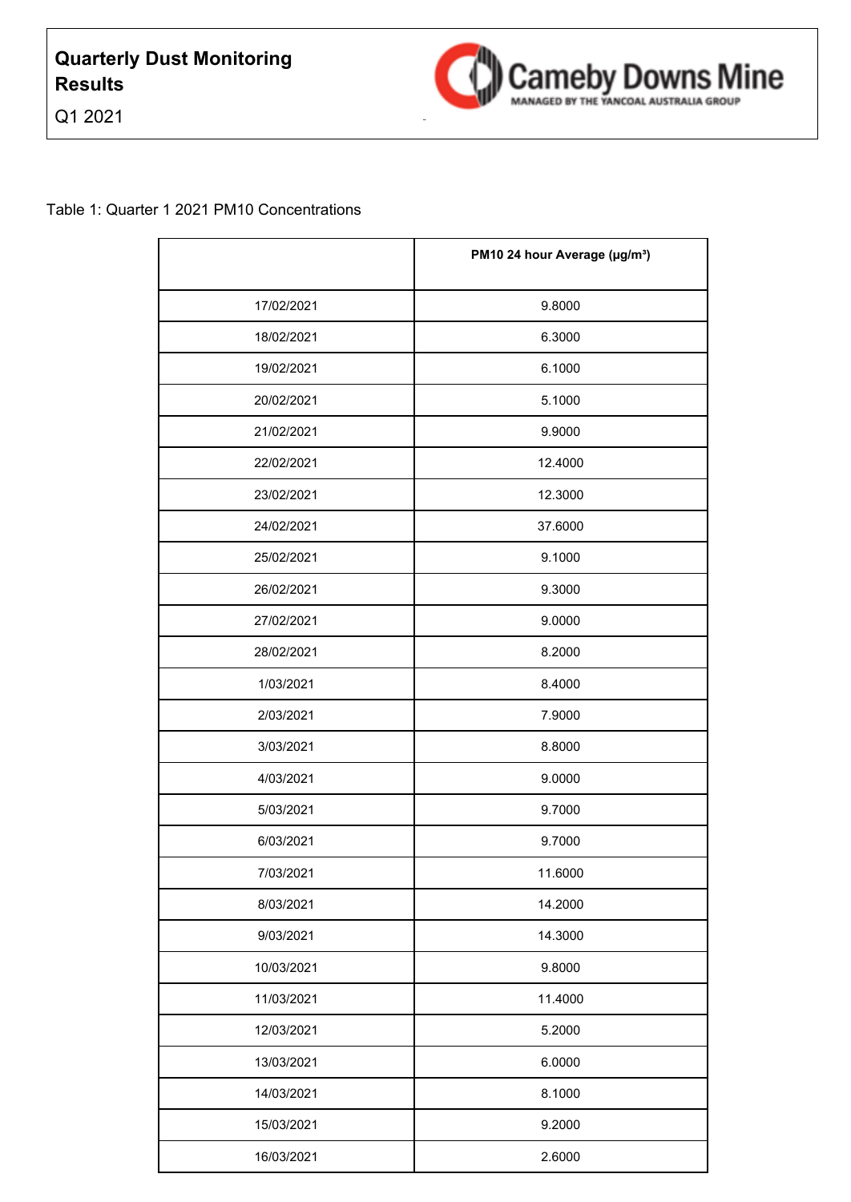**Quarterly Dust Monitoring Results**

Q1 2021

Cameby Downs Mine
MANAGED BY THE YANCOAL AUSTRALIA GROUP

Table 1: Quarter 1 2021 PM10 Concentrations

| | PM10 24 hour Average (μg/m³) |
|---|---|
| 17/02/2021 | 9.8000 |
| 18/02/2021 | 6.3000 |
| 19/02/2021 | 6.1000 |
| 20/02/2021 | 5.1000 |
| 21/02/2021 | 9.9000 |
| 22/02/2021 | 12.4000 |
| 23/02/2021 | 12.3000 |
| 24/02/2021 | 37.6000 |
| 25/02/2021 | 9.1000 |
| 26/02/2021 | 9.3000 |
| 27/02/2021 | 9.0000 |
| 28/02/2021 | 8.2000 |
| 1/03/2021 | 8.4000 |
| 2/03/2021 | 7.9000 |
| 3/03/2021 | 8.8000 |
| 4/03/2021 | 9.0000 |
| 5/03/2021 | 9.7000 |
| 6/03/2021 | 9.7000 |
| 7/03/2021 | 11.6000 |
| 8/03/2021 | 14.2000 |
| 9/03/2021 | 14.3000 |
| 10/03/2021 | 9.8000 |
| 11/03/2021 | 11.4000 |
| 12/03/2021 | 5.2000 |
| 13/03/2021 | 6.0000 |
| 14/03/2021 | 8.1000 |
| 15/03/2021 | 9.2000 |
| 16/03/2021 | 2.6000 |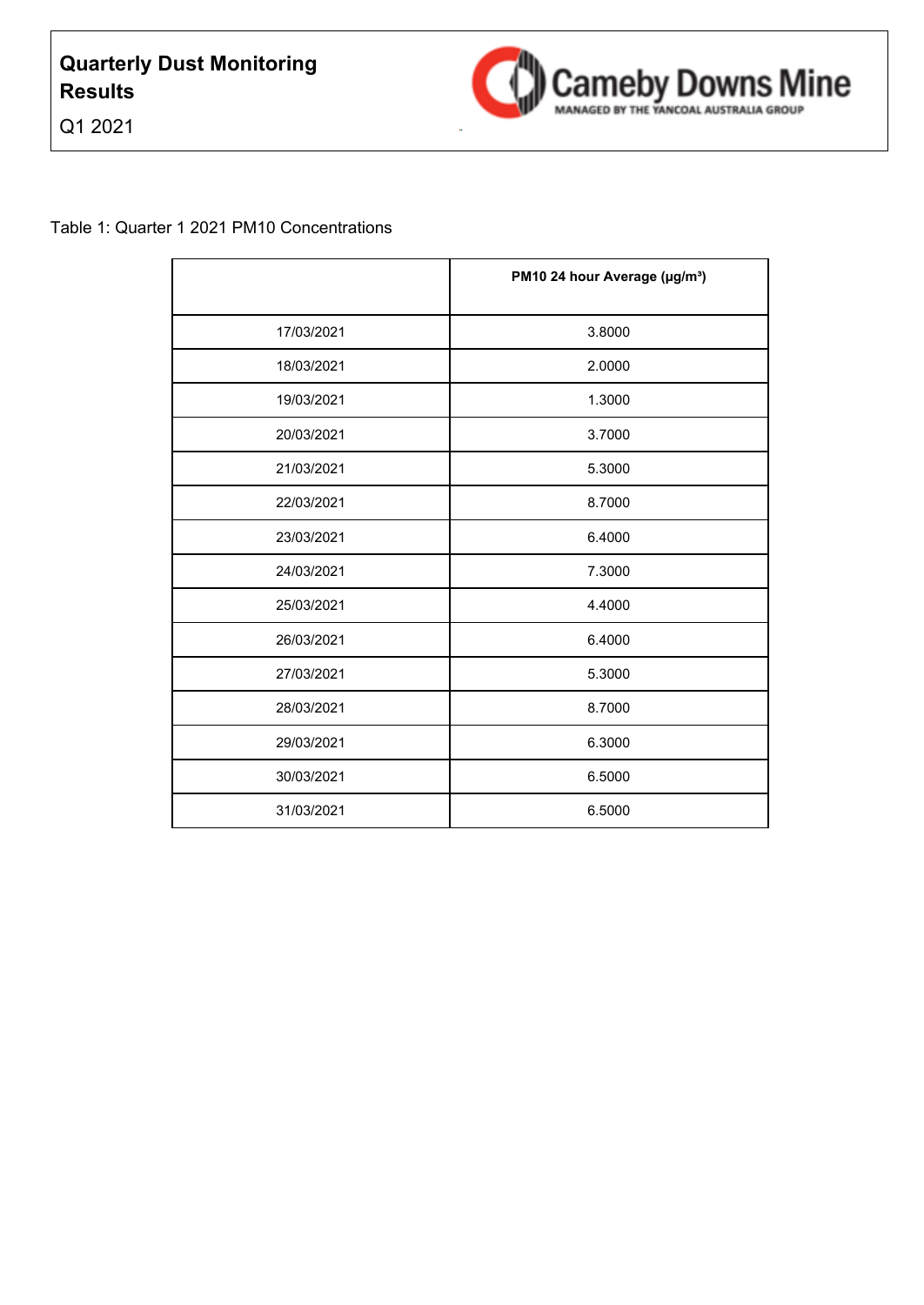**Quarterly Dust Monitoring Results**

Q1 2021

Cameby Downs Mine

MANAGED BY THE YANCOAL AUSTRALIA GROUP

Table 1: Quarter 1 2021 PM10 Concentrations

| | PM10 24 hour Average (µg/m³) |
|---|---|
| 17/03/2021 | 3.8000 |
| 18/03/2021 | 2.0000 |
| 19/03/2021 | 1.3000 |
| 20/03/2021 | 3.7000 |
| 21/03/2021 | 5.3000 |
| 22/03/2021 | 8.7000 |
| 23/03/2021 | 6.4000 |
| 24/03/2021 | 7.3000 |
| 25/03/2021 | 4.4000 |
| 26/03/2021 | 6.4000 |
| 27/03/2021 | 5.3000 |
| 28/03/2021 | 8.7000 |
| 29/03/2021 | 6.3000 |
| 30/03/2021 | 6.5000 |
| 31/03/2021 | 6.5000 |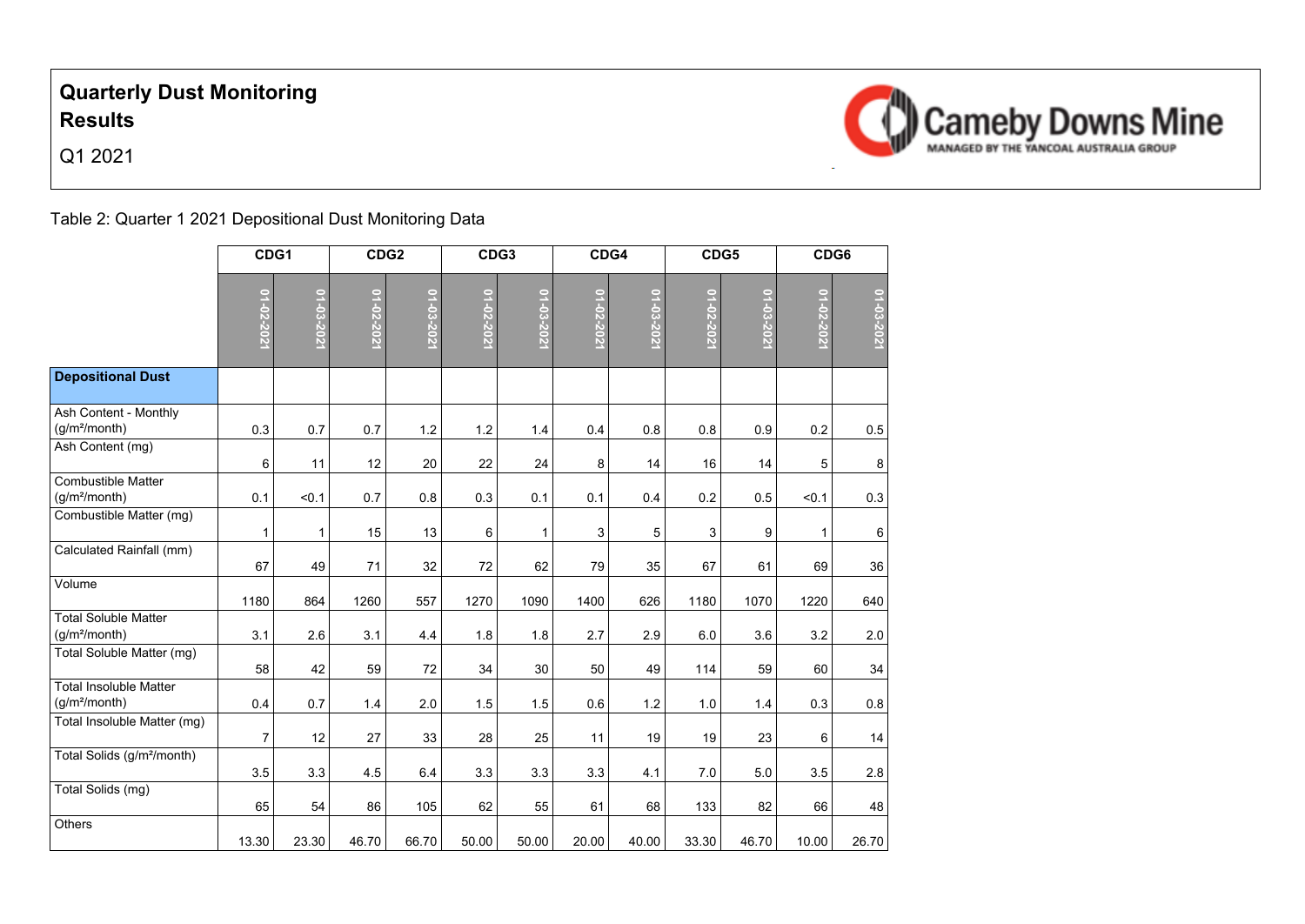# Quarterly Dust Monitoring Results

Q1 2021

Cameby Downs Mine
MANAGED BY THE YANCOAL AUSTRALIA GROUP

Table 2: Quarter 1 2021 Depositional Dust Monitoring Data

| | CDG1 | | CDG2 | | CDG3 | | CDG4 | | CDG5 | | CDG6 | |
|---|---|---|---|---|---|---|---|---|---|---|---|---|
| | 01-02-2021 | 01-03-2021 | 01-02-2021 | 01-03-2021 | 01-02-2021 | 01-03-2021 | 01-02-2021 | 01-03-2021 | 01-02-2021 | 01-03-2021 | 01-02-2021 | 01-03-2021 |
| **Depositional Dust** | | | | | | | | | | | | |
| Ash Content - Monthly (g/m²/month) | 0.3 | 0.7 | 0.7 | 1.2 | 1.2 | 1.4 | 0.4 | 0.8 | 0.8 | 0.9 | 0.2 | 0.5 |
| Ash Content (mg) | 6 | 11 | 12 | 20 | 22 | 24 | 8 | 14 | 16 | 14 | 5 | 8 |
| Combustible Matter (g/m²/month) | 0.1 | <0.1 | 0.7 | 0.8 | 0.3 | 0.1 | 0.1 | 0.4 | 0.2 | 0.5 | <0.1 | 0.3 |
| Combustible Matter (mg) | 1 | 1 | 15 | 13 | 6 | 1 | 3 | 5 | 3 | 9 | 1 | 6 |
| Calculated Rainfall (mm) | 67 | 49 | 71 | 32 | 72 | 62 | 79 | 35 | 67 | 61 | 69 | 36 |
| Volume | 1180 | 864 | 1260 | 557 | 1270 | 1090 | 1400 | 626 | 1180 | 1070 | 1220 | 640 |
| Total Soluble Matter (g/m²/month) | 3.1 | 2.6 | 3.1 | 4.4 | 1.8 | 1.8 | 2.7 | 2.9 | 6.0 | 3.6 | 3.2 | 2.0 |
| Total Soluble Matter (mg) | 58 | 42 | 59 | 72 | 34 | 30 | 50 | 49 | 114 | 59 | 60 | 34 |
| Total Insoluble Matter (g/m²/month) | 0.4 | 0.7 | 1.4 | 2.0 | 1.5 | 1.5 | 0.6 | 1.2 | 1.0 | 1.4 | 0.3 | 0.8 |
| Total Insoluble Matter (mg) | 7 | 12 | 27 | 33 | 28 | 25 | 11 | 19 | 19 | 23 | 6 | 14 |
| Total Solids (g/m²/month) | 3.5 | 3.3 | 4.5 | 6.4 | 3.3 | 3.3 | 3.3 | 4.1 | 7.0 | 5.0 | 3.5 | 2.8 |
| Total Solids (mg) | 65 | 54 | 86 | 105 | 62 | 55 | 61 | 68 | 133 | 82 | 66 | 48 |
| Others | 13.30 | 23.30 | 46.70 | 66.70 | 50.00 | 50.00 | 20.00 | 40.00 | 33.30 | 46.70 | 10.00 | 26.70 |